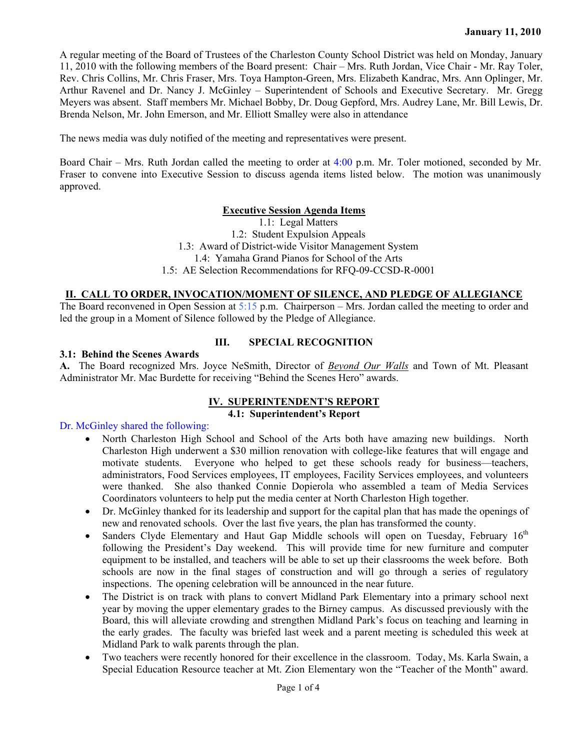**January 11, 2010**

A regular meeting of the Board of Trustees of the Charleston County School District was held on Monday, January 11, 2010 with the following members of the Board present: Chair – Mrs. Ruth Jordan, Vice Chair - Mr. Ray Toler, Rev. Chris Collins, Mr. Chris Fraser, Mrs. Toya Hampton-Green, Mrs. Elizabeth Kandrac, Mrs. Ann Oplinger, Mr. Arthur Ravenel and Dr. Nancy J. McGinley – Superintendent of Schools and Executive Secretary. Mr. Gregg Meyers was absent. Staff members Mr. Michael Bobby, Dr. Doug Gepford, Mrs. Audrey Lane, Mr. Bill Lewis, Dr. Brenda Nelson, Mr. John Emerson, and Mr. Elliott Smalley were also in attendance

The news media was duly notified of the meeting and representatives were present.

Board Chair – Mrs. Ruth Jordan called the meeting to order at 4:00 p.m. Mr. Toler motioned, seconded by Mr. Fraser to convene into Executive Session to discuss agenda items listed below. The motion was unanimously approved.

**Executive Session Agenda Items**

1.1: Legal Matters
1.2: Student Expulsion Appeals
1.3: Award of District-wide Visitor Management System
1.4: Yamaha Grand Pianos for School of the Arts
1.5: AE Selection Recommendations for RFQ-09-CCSD-R-0001

## II. CALL TO ORDER, INVOCATION/MOMENT OF SILENCE, AND PLEDGE OF ALLEGIANCE

The Board reconvened in Open Session at 5:15 p.m. Chairperson – Mrs. Jordan called the meeting to order and led the group in a Moment of Silence followed by the Pledge of Allegiance.

## III. SPECIAL RECOGNITION

**3.1: Behind the Scenes Awards**

**A.** The Board recognized Mrs. Joyce NeSmith, Director of *Beyond Our Walls* and Town of Mt. Pleasant Administrator Mr. Mac Burdette for receiving "Behind the Scenes Hero" awards.

## IV. SUPERINTENDENT'S REPORT

**4.1: Superintendent's Report**

Dr. McGinley shared the following:

- North Charleston High School and School of the Arts both have amazing new buildings. North Charleston High underwent a $30 million renovation with college-like features that will engage and motivate students. Everyone who helped to get these schools ready for business—teachers, administrators, Food Services employees, IT employees, Facility Services employees, and volunteers were thanked. She also thanked Connie Dopierola who assembled a team of Media Services Coordinators volunteers to help put the media center at North Charleston High together.
- Dr. McGinley thanked for its leadership and support for the capital plan that has made the openings of new and renovated schools. Over the last five years, the plan has transformed the county.
- Sanders Clyde Elementary and Haut Gap Middle schools will open on Tuesday, February 16th following the President's Day weekend. This will provide time for new furniture and computer equipment to be installed, and teachers will be able to set up their classrooms the week before. Both schools are now in the final stages of construction and will go through a series of regulatory inspections. The opening celebration will be announced in the near future.
- The District is on track with plans to convert Midland Park Elementary into a primary school next year by moving the upper elementary grades to the Birney campus. As discussed previously with the Board, this will alleviate crowding and strengthen Midland Park's focus on teaching and learning in the early grades. The faculty was briefed last week and a parent meeting is scheduled this week at Midland Park to walk parents through the plan.
- Two teachers were recently honored for their excellence in the classroom. Today, Ms. Karla Swain, a Special Education Resource teacher at Mt. Zion Elementary won the "Teacher of the Month" award.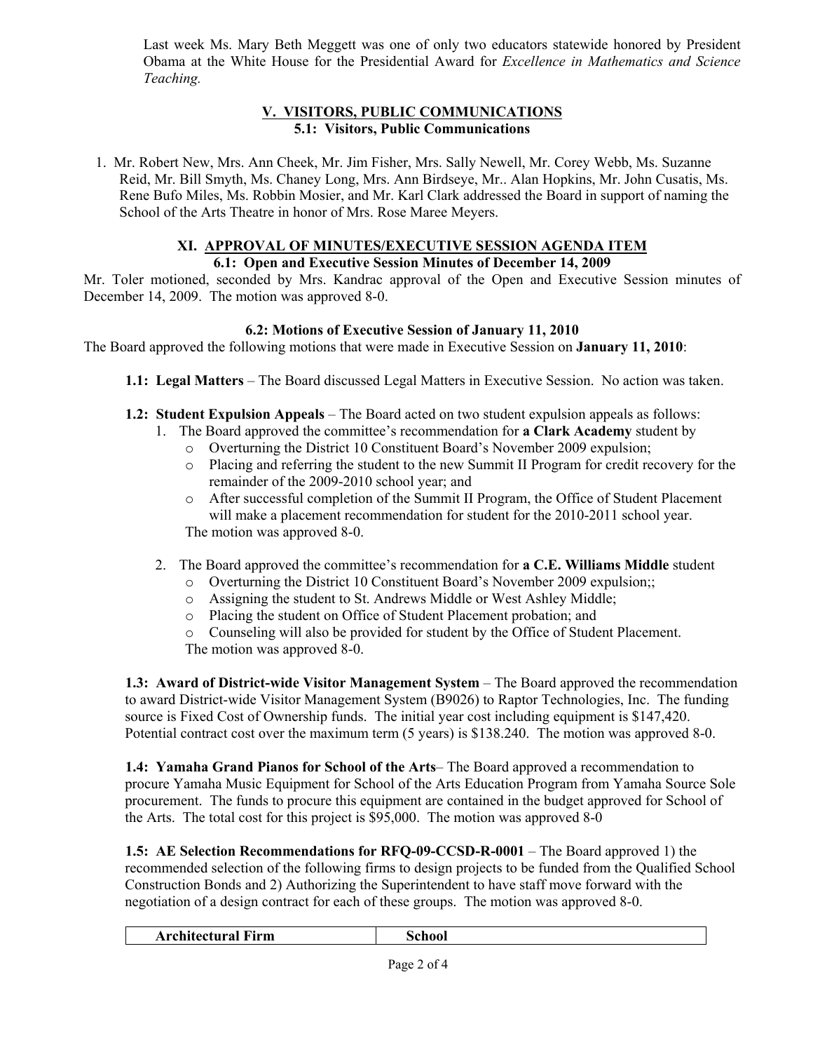Last week Ms. Mary Beth Meggett was one of only two educators statewide honored by President Obama at the White House for the Presidential Award for *Excellence in Mathematics and Science Teaching.*

## V. VISITORS, PUBLIC COMMUNICATIONS

### 5.1: Visitors, Public Communications

1. Mr. Robert New, Mrs. Ann Cheek, Mr. Jim Fisher, Mrs. Sally Newell, Mr. Corey Webb, Ms. Suzanne Reid, Mr. Bill Smyth, Ms. Chaney Long, Mrs. Ann Birdseye, Mr.. Alan Hopkins, Mr. John Cusatis, Ms. Rene Bufo Miles, Ms. Robbin Mosier, and Mr. Karl Clark addressed the Board in support of naming the School of the Arts Theatre in honor of Mrs. Rose Maree Meyers.

## XI. APPROVAL OF MINUTES/EXECUTIVE SESSION AGENDA ITEM

### 6.1: Open and Executive Session Minutes of December 14, 2009

Mr. Toler motioned, seconded by Mrs. Kandrac approval of the Open and Executive Session minutes of December 14, 2009. The motion was approved 8-0.

### 6.2: Motions of Executive Session of January 11, 2010

The Board approved the following motions that were made in Executive Session on **January 11, 2010**:

**1.1: Legal Matters** – The Board discussed Legal Matters in Executive Session. No action was taken.

**1.2: Student Expulsion Appeals** – The Board acted on two student expulsion appeals as follows:

1. The Board approved the committee's recommendation for **a Clark Academy** student by
   - Overturning the District 10 Constituent Board's November 2009 expulsion;
   - Placing and referring the student to the new Summit II Program for credit recovery for the remainder of the 2009-2010 school year; and
   - After successful completion of the Summit II Program, the Office of Student Placement will make a placement recommendation for student for the 2010-2011 school year.

   The motion was approved 8-0.

2. The Board approved the committee's recommendation for **a C.E. Williams Middle** student
   - Overturning the District 10 Constituent Board's November 2009 expulsion;;
   - Assigning the student to St. Andrews Middle or West Ashley Middle;
   - Placing the student on Office of Student Placement probation; and
   - Counseling will also be provided for student by the Office of Student Placement.

   The motion was approved 8-0.

**1.3: Award of District-wide Visitor Management System** – The Board approved the recommendation to award District-wide Visitor Management System (B9026) to Raptor Technologies, Inc. The funding source is Fixed Cost of Ownership funds. The initial year cost including equipment is $147,420. Potential contract cost over the maximum term (5 years) is $138.240. The motion was approved 8-0.

**1.4: Yamaha Grand Pianos for School of the Arts**– The Board approved a recommendation to procure Yamaha Music Equipment for School of the Arts Education Program from Yamaha Source Sole procurement. The funds to procure this equipment are contained in the budget approved for School of the Arts. The total cost for this project is $95,000. The motion was approved 8-0

**1.5: AE Selection Recommendations for RFQ-09-CCSD-R-0001** – The Board approved 1) the recommended selection of the following firms to design projects to be funded from the Qualified School Construction Bonds and 2) Authorizing the Superintendent to have staff move forward with the negotiation of a design contract for each of these groups. The motion was approved 8-0.

| Architectural Firm | School |
|---|---|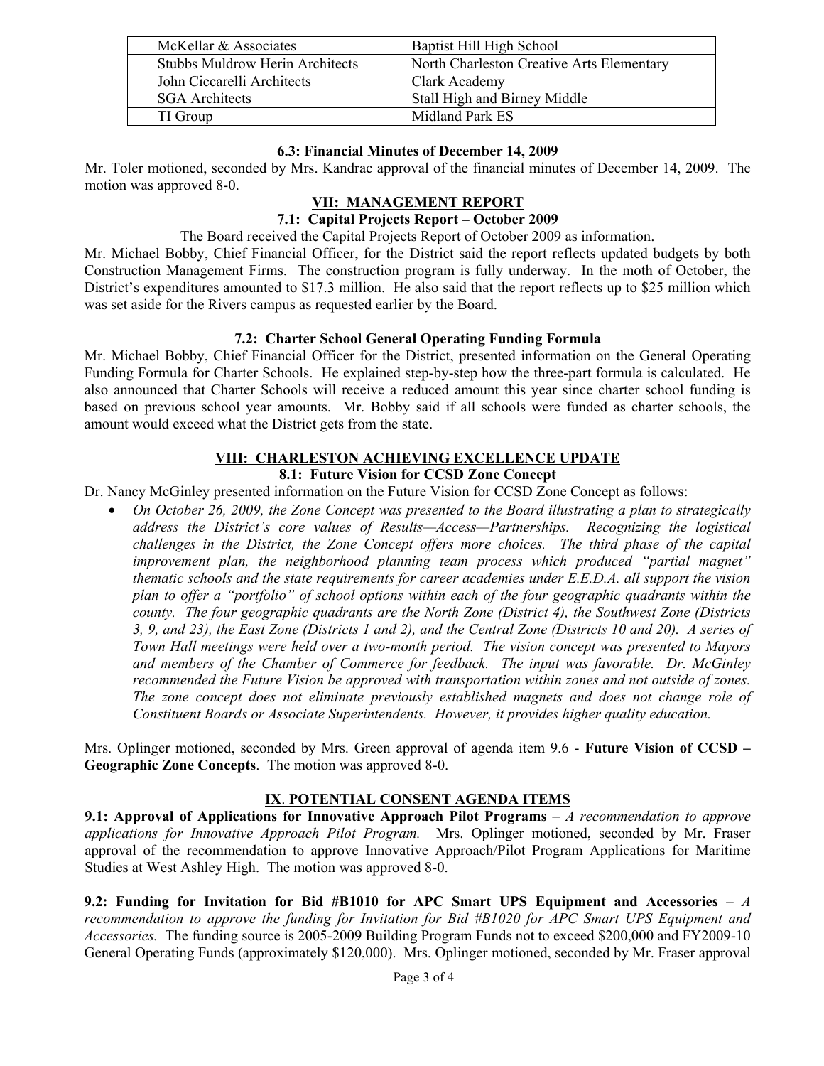| McKellar & Associates | Baptist Hill High School |
|---|---|
| Stubbs Muldrow Herin Architects | North Charleston Creative Arts Elementary |
| John Ciccarelli Architects | Clark Academy |
| SGA Architects | Stall High and Birney Middle |
| TI Group | Midland Park ES |

**6.3: Financial Minutes of December 14, 2009**

Mr. Toler motioned, seconded by Mrs. Kandrac approval of the financial minutes of December 14, 2009. The motion was approved 8-0.

## VII: MANAGEMENT REPORT

**7.1: Capital Projects Report – October 2009**

The Board received the Capital Projects Report of October 2009 as information.

Mr. Michael Bobby, Chief Financial Officer, for the District said the report reflects updated budgets by both Construction Management Firms. The construction program is fully underway. In the moth of October, the District's expenditures amounted to $17.3 million. He also said that the report reflects up to $25 million which was set aside for the Rivers campus as requested earlier by the Board.

**7.2: Charter School General Operating Funding Formula**

Mr. Michael Bobby, Chief Financial Officer for the District, presented information on the General Operating Funding Formula for Charter Schools. He explained step-by-step how the three-part formula is calculated. He also announced that Charter Schools will receive a reduced amount this year since charter school funding is based on previous school year amounts. Mr. Bobby said if all schools were funded as charter schools, the amount would exceed what the District gets from the state.

## VIII: CHARLESTON ACHIEVING EXCELLENCE UPDATE

**8.1: Future Vision for CCSD Zone Concept**

Dr. Nancy McGinley presented information on the Future Vision for CCSD Zone Concept as follows:

- *On October 26, 2009, the Zone Concept was presented to the Board illustrating a plan to strategically address the District's core values of Results—Access—Partnerships. Recognizing the logistical challenges in the District, the Zone Concept offers more choices. The third phase of the capital improvement plan, the neighborhood planning team process which produced "partial magnet" thematic schools and the state requirements for career academies under E.E.D.A. all support the vision plan to offer a "portfolio" of school options within each of the four geographic quadrants within the county. The four geographic quadrants are the North Zone (District 4), the Southwest Zone (Districts 3, 9, and 23), the East Zone (Districts 1 and 2), and the Central Zone (Districts 10 and 20). A series of Town Hall meetings were held over a two-month period. The vision concept was presented to Mayors and members of the Chamber of Commerce for feedback. The input was favorable. Dr. McGinley recommended the Future Vision be approved with transportation within zones and not outside of zones. The zone concept does not eliminate previously established magnets and does not change role of Constituent Boards or Associate Superintendents. However, it provides higher quality education.*

Mrs. Oplinger motioned, seconded by Mrs. Green approval of agenda item 9.6 - **Future Vision of CCSD – Geographic Zone Concepts**. The motion was approved 8-0.

## IX. POTENTIAL CONSENT AGENDA ITEMS

**9.1: Approval of Applications for Innovative Approach Pilot Programs** – *A recommendation to approve applications for Innovative Approach Pilot Program.* Mrs. Oplinger motioned, seconded by Mr. Fraser approval of the recommendation to approve Innovative Approach/Pilot Program Applications for Maritime Studies at West Ashley High. The motion was approved 8-0.

**9.2: Funding for Invitation for Bid #B1010 for APC Smart UPS Equipment and Accessories –** *A recommendation to approve the funding for Invitation for Bid #B1020 for APC Smart UPS Equipment and Accessories.* The funding source is 2005-2009 Building Program Funds not to exceed $200,000 and FY2009-10 General Operating Funds (approximately $120,000). Mrs. Oplinger motioned, seconded by Mr. Fraser approval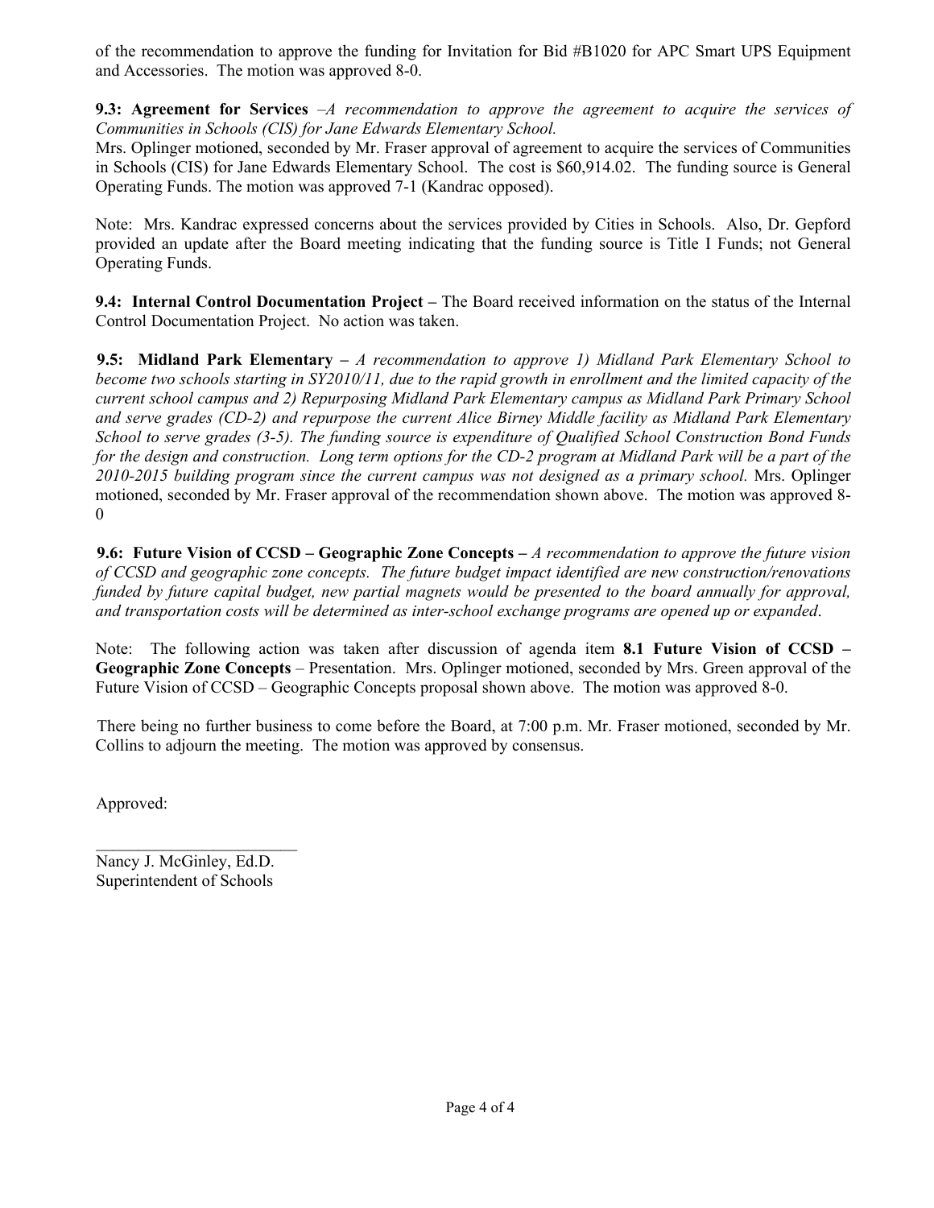of the recommendation to approve the funding for Invitation for Bid #B1020 for APC Smart UPS Equipment and Accessories. The motion was approved 8-0.

**9.3: Agreement for Services** –*A recommendation to approve the agreement to acquire the services of Communities in Schools (CIS) for Jane Edwards Elementary School.*
Mrs. Oplinger motioned, seconded by Mr. Fraser approval of agreement to acquire the services of Communities in Schools (CIS) for Jane Edwards Elementary School. The cost is $60,914.02. The funding source is General Operating Funds. The motion was approved 7-1 (Kandrac opposed).

Note: Mrs. Kandrac expressed concerns about the services provided by Cities in Schools. Also, Dr. Gepford provided an update after the Board meeting indicating that the funding source is Title I Funds; not General Operating Funds.

**9.4: Internal Control Documentation Project –** The Board received information on the status of the Internal Control Documentation Project. No action was taken.

**9.5: Midland Park Elementary –** *A recommendation to approve 1) Midland Park Elementary School to become two schools starting in SY2010/11, due to the rapid growth in enrollment and the limited capacity of the current school campus and 2) Repurposing Midland Park Elementary campus as Midland Park Primary School and serve grades (CD-2) and repurpose the current Alice Birney Middle facility as Midland Park Elementary School to serve grades (3-5). The funding source is expenditure of Qualified School Construction Bond Funds for the design and construction. Long term options for the CD-2 program at Midland Park will be a part of the 2010-2015 building program since the current campus was not designed as a primary school.* Mrs. Oplinger motioned, seconded by Mr. Fraser approval of the recommendation shown above. The motion was approved 8-0

**9.6: Future Vision of CCSD – Geographic Zone Concepts –** *A recommendation to approve the future vision of CCSD and geographic zone concepts. The future budget impact identified are new construction/renovations funded by future capital budget, new partial magnets would be presented to the board annually for approval, and transportation costs will be determined as inter-school exchange programs are opened up or expanded*.

Note: The following action was taken after discussion of agenda item **8.1 Future Vision of CCSD – Geographic Zone Concepts** – Presentation. Mrs. Oplinger motioned, seconded by Mrs. Green approval of the Future Vision of CCSD – Geographic Concepts proposal shown above. The motion was approved 8-0.

There being no further business to come before the Board, at 7:00 p.m. Mr. Fraser motioned, seconded by Mr. Collins to adjourn the meeting. The motion was approved by consensus.

Approved:

\_\_\_\_\_\_\_\_\_\_\_\_\_\_\_\_\_\_\_\_\_\_\_\_\_\_
Nancy J. McGinley, Ed.D.
Superintendent of Schools